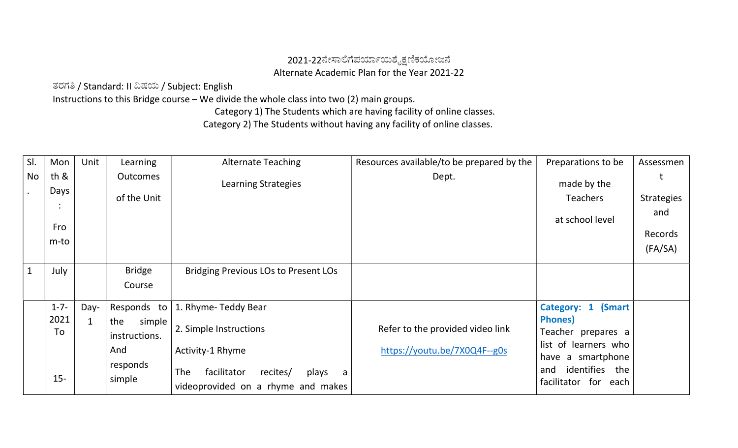2021-22ನೇಸಾಲಿಗೆಪರ್ಯಾಯಶೈಕ್ಷಣಿಕಯೋಜನೆ

Alternate Academic Plan for the Year 2021-22

ತರಗತಿ / Standard: II ವಿಷಯ / Subject: English

Instructions to this Bridge course – We divide the whole class into two (2) main groups.

Category 1) The Students which are having facility of online classes.

Category 2) The Students without having any facility of online classes.

| Sl. No. | Month & Days : From-to | Unit | Learning Outcomes of the Unit | Alternate Teaching Learning Strategies | Resources available/to be prepared by the Dept. | Preparations to be made by the Teachers at school level | Assessment Strategies and Records (FA/SA) |
|---|---|---|---|---|---|---|---|
| 1 | July | | Bridge Course | Bridging Previous LOs to Present LOs | | | |
| | 1-7-2021 To 15- | Day-1 | Responds to the simple instructions. And responds simple | 1. Rhyme- Teddy Bear<br>2. Simple Instructions<br>Activity-1 Rhyme<br>The facilitator recites/ plays a videoprovided on a rhyme and makes | Refer to the provided video link<br>https://youtu.be/7X0Q4F--g0s | **Category: 1 (Smart Phones)**<br>Teacher prepares a list of learners who have a smartphone and identifies the facilitator for each | |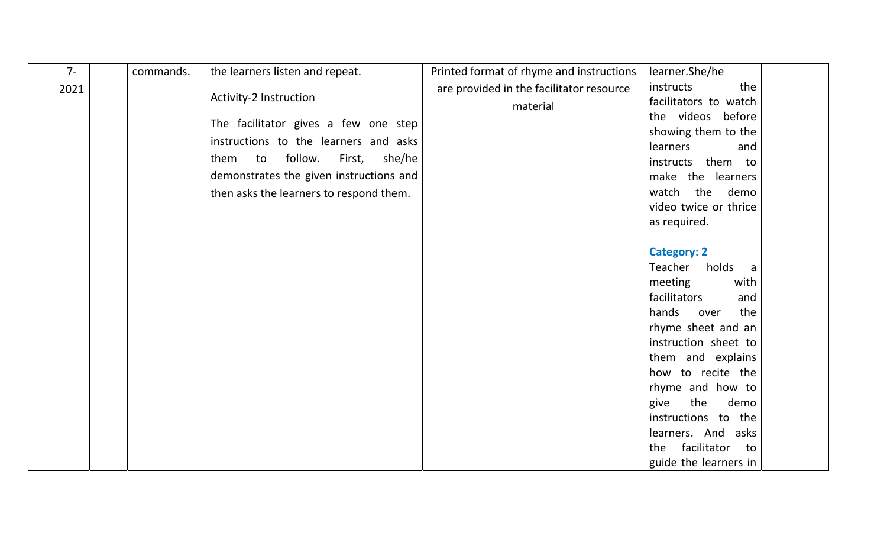|  | 7-2021 |  | commands. | the learners listen and repeat.<br><br>Activity-2 Instruction<br><br>The facilitator gives a few one step instructions to the learners and asks them to follow. First, she/he demonstrates the given instructions and then asks the learners to respond them. | Printed format of rhyme and instructions are provided in the facilitator resource material | learner.She/he instructs the facilitators to watch the videos before showing them to the learners and instructs them to make the learners watch the demo video twice or thrice as required.<br><br>**Category: 2**<br>Teacher holds a meeting with facilitators and hands over the rhyme sheet and an instruction sheet to them and explains how to recite the rhyme and how to give the demo instructions to the learners. And asks the facilitator to guide the learners in |  |
|---|---|---|---|---|---|---|---|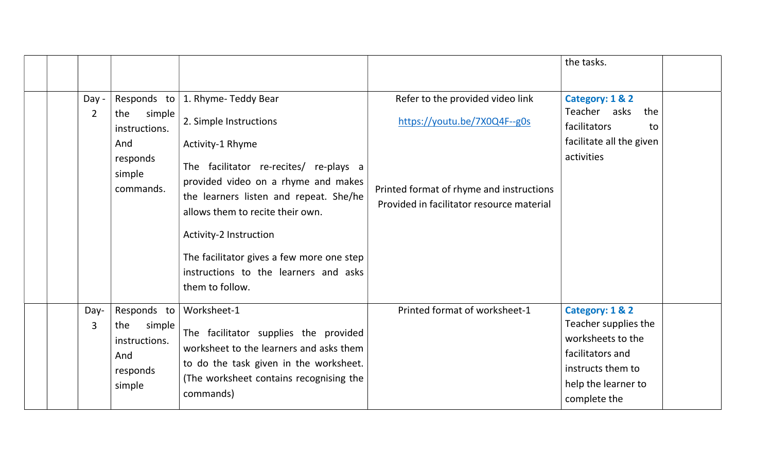|  |  |  |  |  |  | the tasks. |  |
|---|---|---|---|---|---|---|---|
|  |  | Day - 2 | Responds to the simple instructions. And responds simple commands. | 1. Rhyme- Teddy Bear<br><br>2. Simple Instructions<br><br>Activity-1 Rhyme<br><br>The facilitator re-recites/ re-plays a provided video on a rhyme and makes the learners listen and repeat. She/he allows them to recite their own.<br><br>Activity-2 Instruction<br><br>The facilitator gives a few more one step instructions to the learners and asks them to follow. | Refer to the provided video link<br><br>https://youtu.be/7X0Q4F--g0s<br><br>Printed format of rhyme and instructions Provided in facilitator resource material | **Category: 1 & 2**<br>Teacher asks the facilitators to facilitate all the given activities |  |
|  |  | Day- 3 | Responds to the simple instructions. And responds simple | Worksheet-1<br><br>The facilitator supplies the provided worksheet to the learners and asks them to do the task given in the worksheet. (The worksheet contains recognising the commands) | Printed format of worksheet-1 | **Category: 1 & 2**<br>Teacher supplies the worksheets to the facilitators and instructs them to help the learner to complete the |  |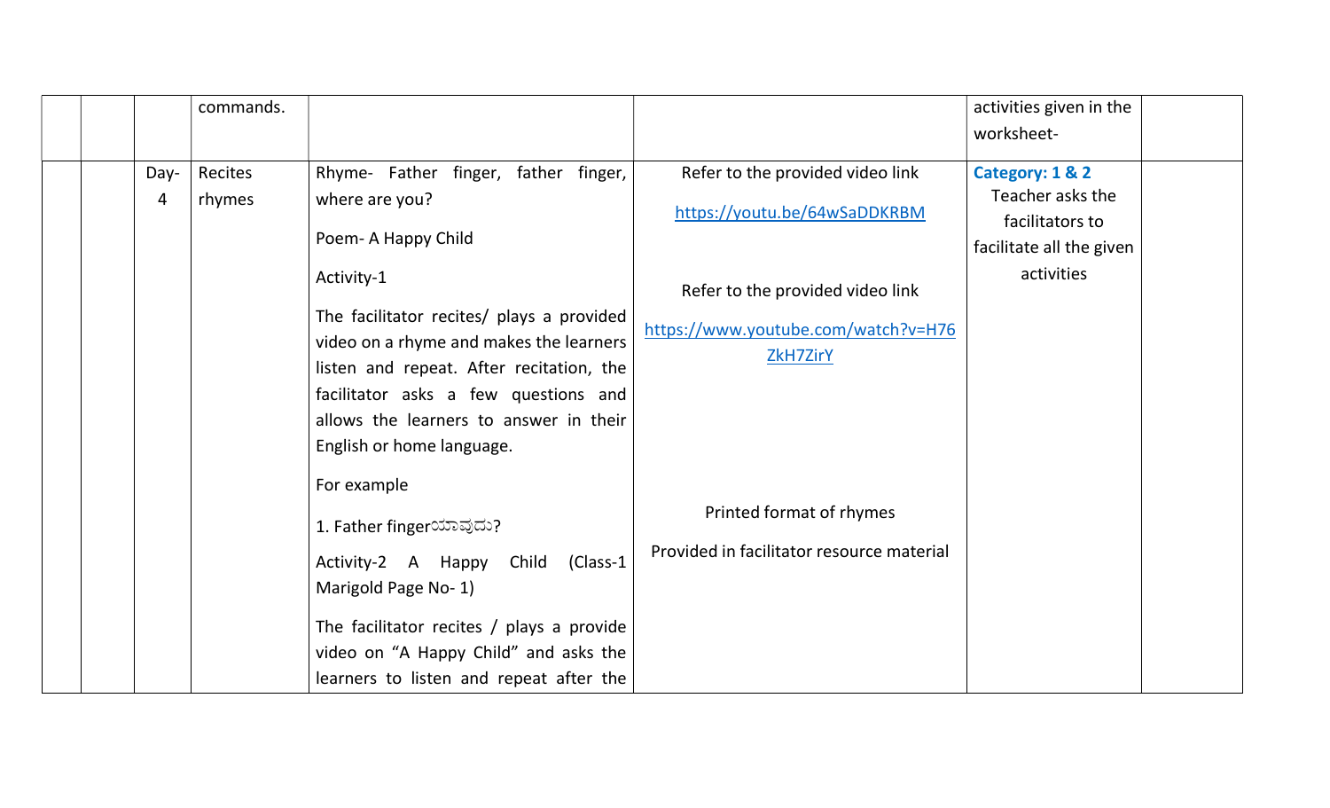| | | | | | | |
|---|---|---|---|---|---|---|
| | | | commands. | | | activities given in the worksheet- | |
| | | Day-4 | Recites rhymes | Rhyme- Father finger, father finger, where are you?<br><br>Poem- A Happy Child<br><br>Activity-1<br><br>The facilitator recites/ plays a provided video on a rhyme and makes the learners listen and repeat. After recitation, the facilitator asks a few questions and allows the learners to answer in their English or home language.<br><br>For example<br><br>1. Father fingerಯಾವುದು?<br><br>Activity-2 A Happy Child (Class-1 Marigold Page No- 1)<br><br>The facilitator recites / plays a provide video on "A Happy Child" and asks the learners to listen and repeat after the | Refer to the provided video link<br><br>https://youtu.be/64wSaDDKRBM<br><br>Refer to the provided video link<br><br>https://www.youtube.com/watch?v=H76ZkH7ZirY<br><br>Printed format of rhymes<br><br>Provided in facilitator resource material | **Category: 1 & 2**<br>Teacher asks the facilitators to facilitate all the given activities | |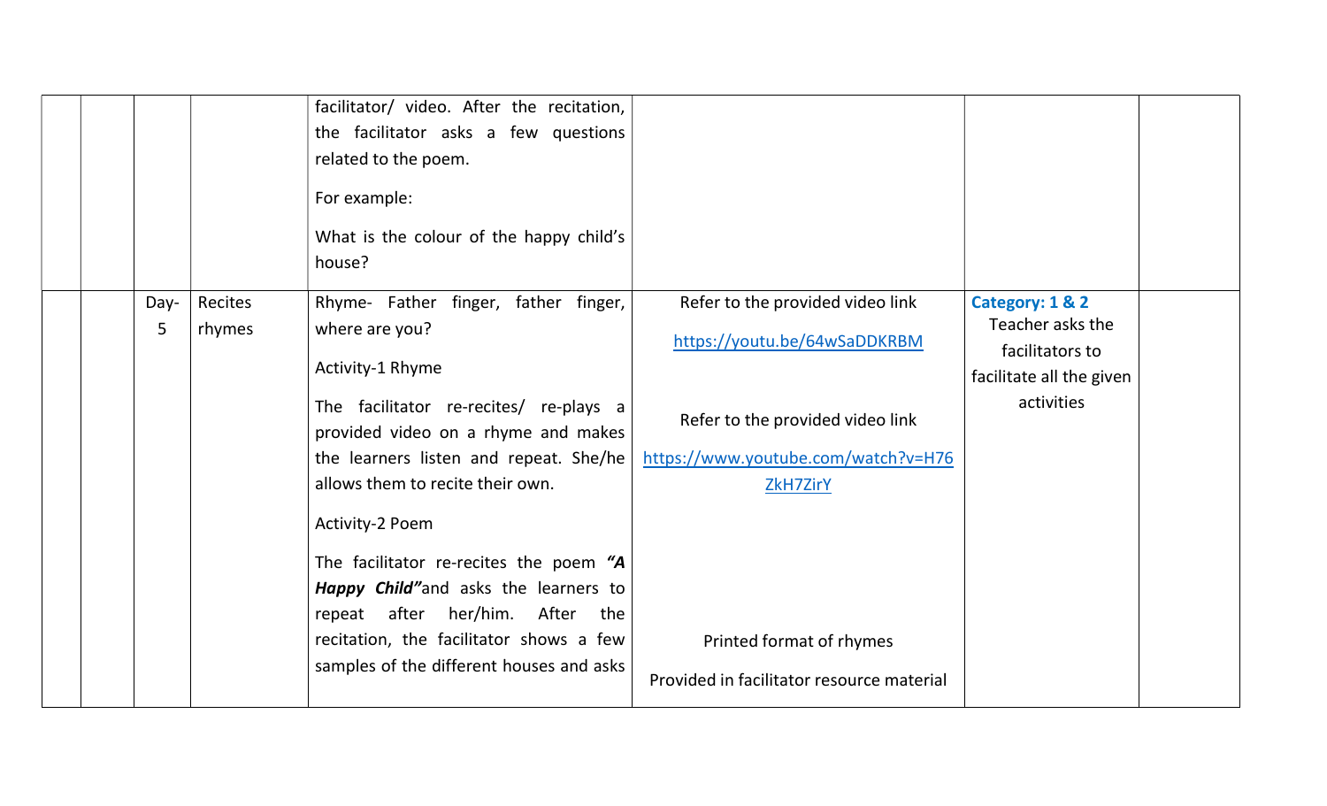| | | | | | | | |
|---|---|---|---|---|---|---|---|
| | | | | facilitator/ video. After the recitation, the facilitator asks a few questions related to the poem.<br><br>For example:<br><br>What is the colour of the happy child's house? | | | |
| | | Day-5 | Recites rhymes | Rhyme- Father finger, father finger, where are you?<br><br>Activity-1 Rhyme<br><br>The facilitator re-recites/ re-plays a provided video on a rhyme and makes the learners listen and repeat. She/he allows them to recite their own.<br><br>Activity-2 Poem<br><br>The facilitator re-recites the poem ***"A Happy Child"*** and asks the learners to repeat after her/him. After the recitation, the facilitator shows a few samples of the different houses and asks | Refer to the provided video link<br><br>https://youtu.be/64wSaDDKRBM<br><br>Refer to the provided video link<br><br>https://www.youtube.com/watch?v=H76ZkH7ZirY<br><br>Printed format of rhymes<br><br>Provided in facilitator resource material | **Category: 1 & 2**<br>Teacher asks the facilitators to facilitate all the given activities | |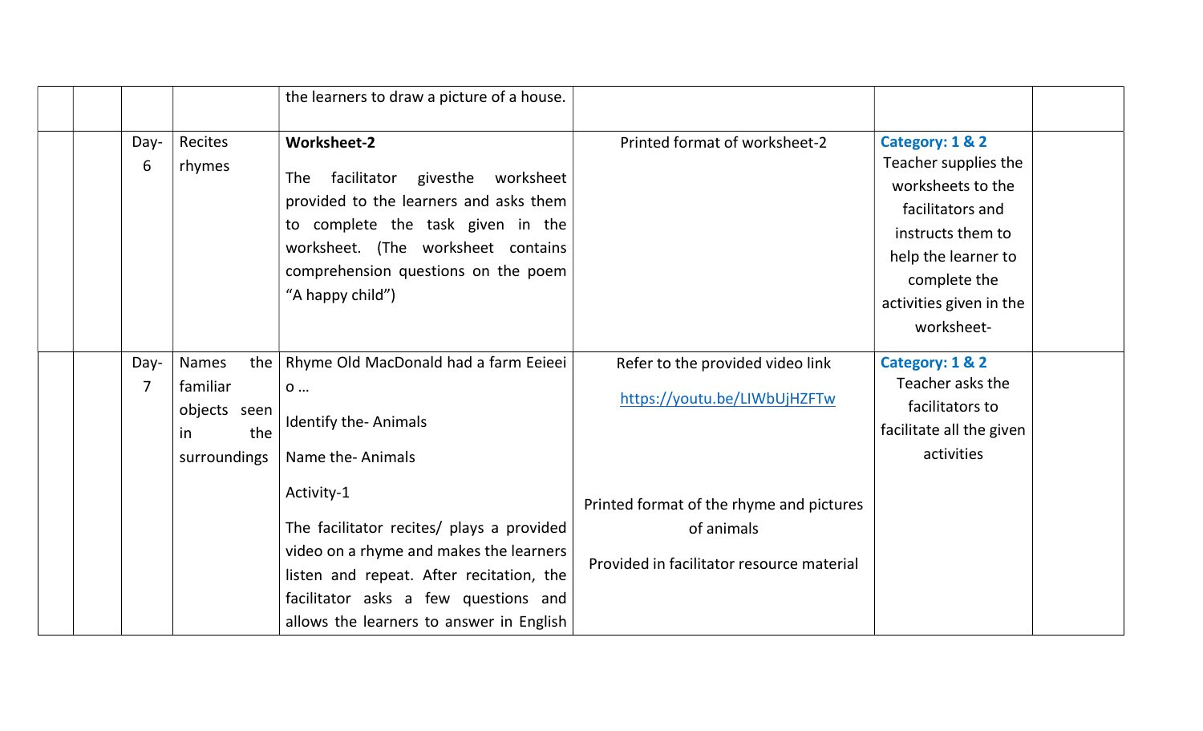| | | | | the learners to draw a picture of a house. | | | |
|---|---|---|---|---|---|---|---|
| | | Day-6 | Recites rhymes | **Worksheet-2**<br><br>The facilitator givesthe worksheet provided to the learners and asks them to complete the task given in the worksheet. (The worksheet contains comprehension questions on the poem “A happy child”) | Printed format of worksheet-2 | **Category: 1 & 2**<br>Teacher supplies the worksheets to the facilitators and instructs them to help the learner to complete the activities given in the worksheet- | |
| | | Day-7 | Names the familiar objects seen in the surroundings | Rhyme Old MacDonald had a farm Eeieei o …<br><br>Identify the- Animals<br><br>Name the- Animals<br><br>Activity-1<br><br>The facilitator recites/ plays a provided video on a rhyme and makes the learners listen and repeat. After recitation, the facilitator asks a few questions and allows the learners to answer in English | Refer to the provided video link<br><br>[https://youtu.be/LIWbUjHZFTw](https://youtu.be/LIWbUjHZFTw)<br><br>Printed format of the rhyme and pictures of animals<br><br>Provided in facilitator resource material | **Category: 1 & 2**<br>Teacher asks the facilitators to facilitate all the given activities | |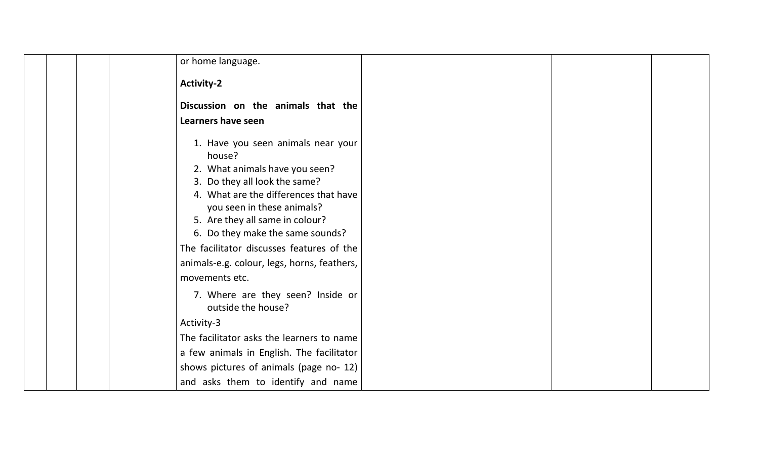| | | | | | | | |
|---|---|---|---|---|---|---|---|
| | | | | or home language.<br><br>**Activity-2**<br><br>**Discussion on the animals that the Learners have seen**<br><br>1. Have you seen animals near your house?<br>2. What animals have you seen?<br>3. Do they all look the same?<br>4. What are the differences that have you seen in these animals?<br>5. Are they all same in colour?<br>6. Do they make the same sounds?<br><br>The facilitator discusses features of the animals-e.g. colour, legs, horns, feathers, movements etc.<br><br>7. Where are they seen? Inside or outside the house?<br><br>Activity-3<br><br>The facilitator asks the learners to name a few animals in English. The facilitator shows pictures of animals (page no- 12) and asks them to identify and name | | | |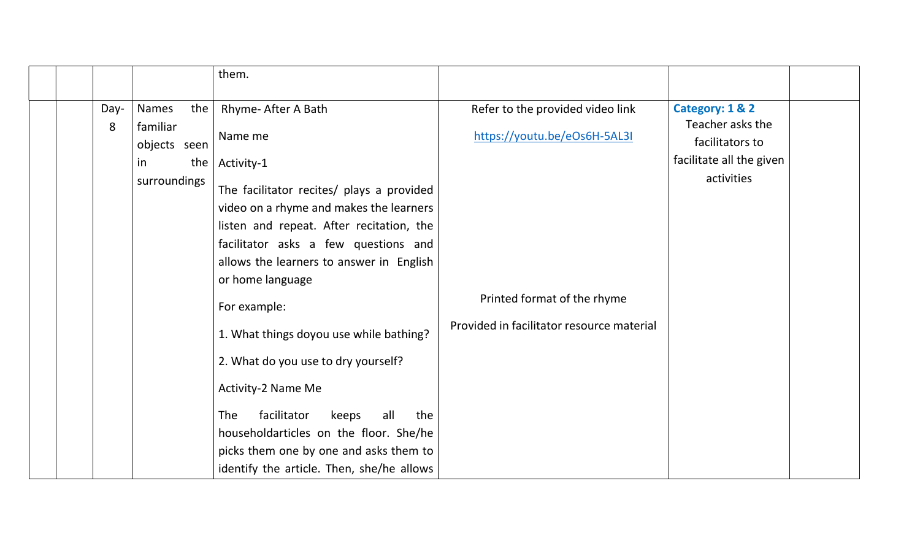| | | | | | | | |
|---|---|---|---|---|---|---|---|
| | | | | them. | | | |
| | | Day-8 | Names the familiar objects seen in the surroundings | Rhyme- After A Bath<br><br>Name me<br><br>Activity-1<br><br>The facilitator recites/ plays a provided video on a rhyme and makes the learners listen and repeat. After recitation, the facilitator asks a few questions and allows the learners to answer in English or home language<br><br>For example:<br><br>1. What things doyou use while bathing?<br><br>2. What do you use to dry yourself?<br><br>Activity-2 Name Me<br><br>The facilitator keeps all the householdarticles on the floor. She/he picks them one by one and asks them to identify the article. Then, she/he allows | Refer to the provided video link<br><br>https://youtu.be/eOs6H-5AL3I<br><br>Printed format of the rhyme<br><br>Provided in facilitator resource material | **Category: 1 & 2**<br>Teacher asks the facilitators to facilitate all the given activities | |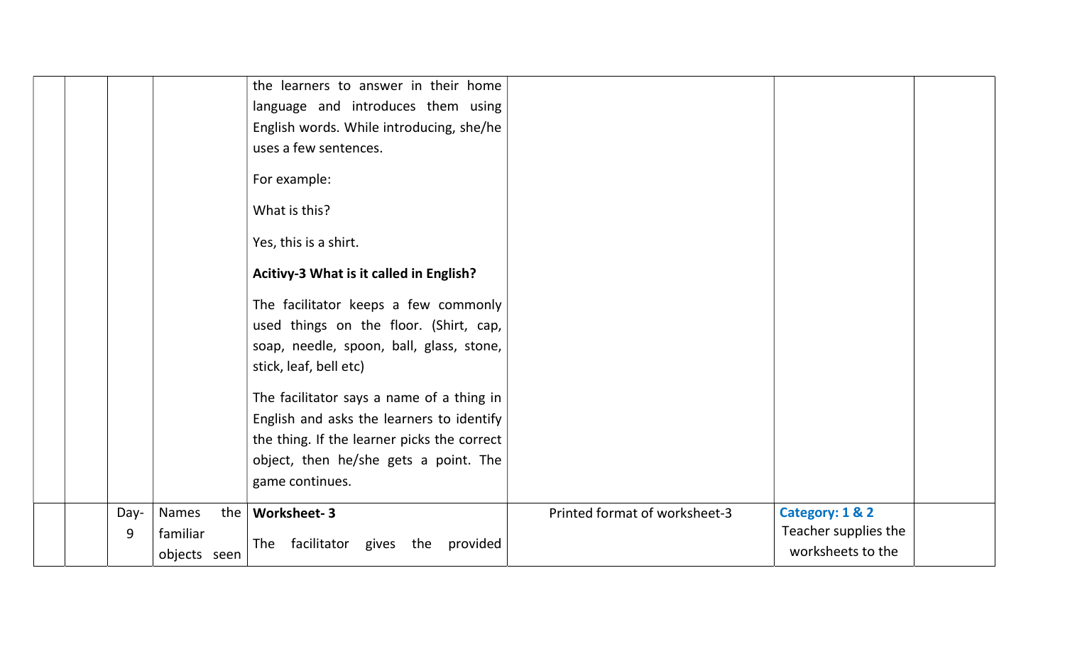| | | | | | | | |
|---|---|---|---|---|---|---|---|
| | | | | the learners to answer in their home language and introduces them using English words. While introducing, she/he uses a few sentences.<br><br>For example:<br><br>What is this?<br><br>Yes, this is a shirt.<br><br>**Acitivy-3 What is it called in English?**<br><br>The facilitator keeps a few commonly used things on the floor. (Shirt, cap, soap, needle, spoon, ball, glass, stone, stick, leaf, bell etc)<br><br>The facilitator says a name of a thing in English and asks the learners to identify the thing. If the learner picks the correct object, then he/she gets a point. The game continues. | | | |
| | | Day-9 | Names the familiar objects seen | **Worksheet- 3**<br><br>The facilitator gives the provided | Printed format of worksheet-3 | **Category: 1 & 2**<br>Teacher supplies the worksheets to the | |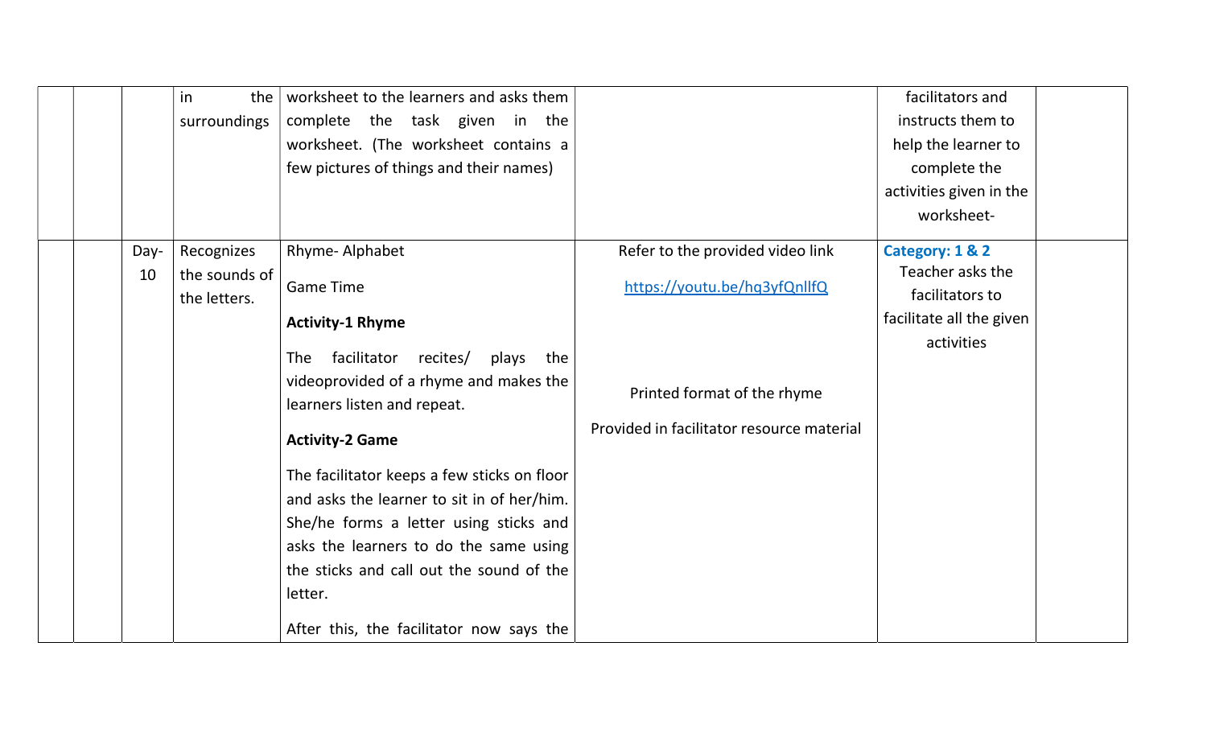|  |  |  |  |  |  |  |  |
|---|---|---|---|---|---|---|---|
|  |  |  | in the surroundings | worksheet to the learners and asks them complete the task given in the worksheet. (The worksheet contains a few pictures of things and their names) |  | facilitators and instructs them to help the learner to complete the activities given in the worksheet- |  |
|  |  | Day-10 | Recognizes the sounds of the letters. | Rhyme- Alphabet<br><br>Game Time<br><br>**Activity-1 Rhyme**<br><br>The facilitator recites/ plays the videoprovided of a rhyme and makes the learners listen and repeat.<br><br>**Activity-2 Game**<br><br>The facilitator keeps a few sticks on floor and asks the learner to sit in of her/him. She/he forms a letter using sticks and asks the learners to do the same using the sticks and call out the sound of the letter.<br><br>After this, the facilitator now says the | Refer to the provided video link<br><br>https://youtu.be/hq3yfQnllfQ<br><br>Printed format of the rhyme<br><br>Provided in facilitator resource material | **Category: 1 & 2**<br>Teacher asks the facilitators to facilitate all the given activities |  |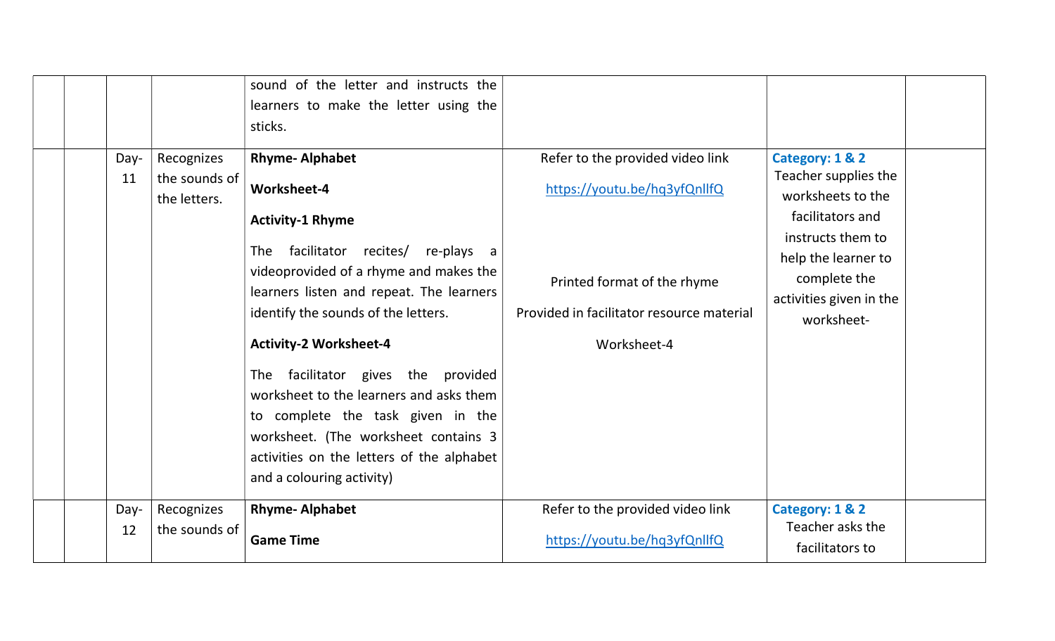| | | | | | | |
|---|---|---|---|---|---|---|
| | | | sound of the letter and instructs the learners to make the letter using the sticks. | | | |
| | Day-11 | Recognizes the sounds of the letters. | **Rhyme- Alphabet**<br><br>**Worksheet-4**<br><br>**Activity-1 Rhyme**<br><br>The facilitator recites/ re-plays a videoprovided of a rhyme and makes the learners listen and repeat. The learners identify the sounds of the letters.<br><br>**Activity-2 Worksheet-4**<br><br>The facilitator gives the provided worksheet to the learners and asks them to complete the task given in the worksheet. (The worksheet contains 3 activities on the letters of the alphabet and a colouring activity) | Refer to the provided video link<br><br>https://youtu.be/hq3yfQnllfQ<br><br>Printed format of the rhyme<br><br>Provided in facilitator resource material<br><br>Worksheet-4 | **Category: 1 & 2**<br>Teacher supplies the worksheets to the facilitators and instructs them to help the learner to complete the activities given in the worksheet- | |
| | Day-12 | Recognizes the sounds of | **Rhyme- Alphabet**<br><br>**Game Time** | Refer to the provided video link<br><br>https://youtu.be/hq3yfQnllfQ | **Category: 1 & 2**<br>Teacher asks the facilitators to | |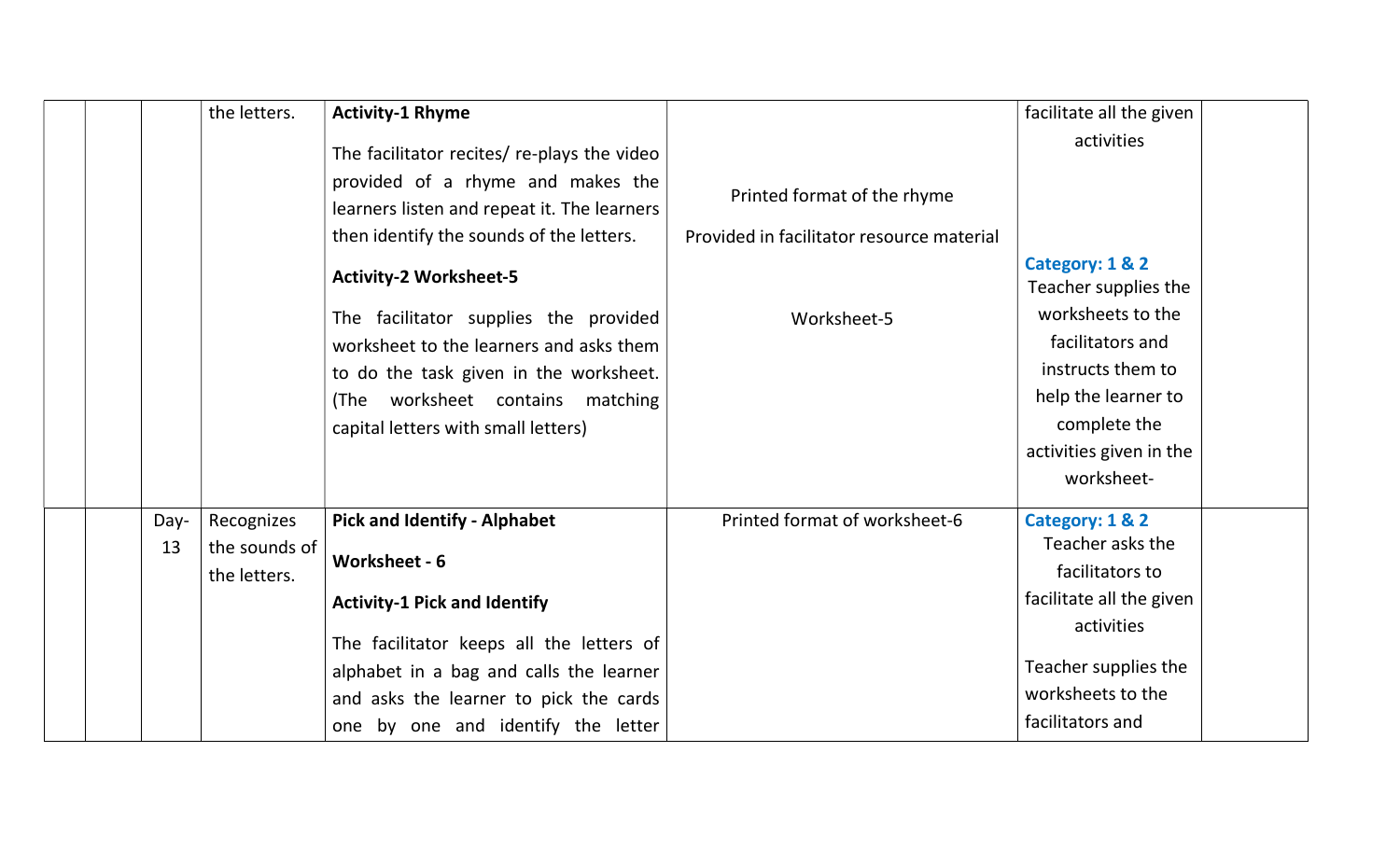| | | | | | | |
|---|---|---|---|---|---|---|
| | | | the letters. | **Activity-1 Rhyme**<br><br>The facilitator recites/ re-plays the video provided of a rhyme and makes the learners listen and repeat it. The learners then identify the sounds of the letters.<br><br>**Activity-2 Worksheet-5**<br><br>The facilitator supplies the provided worksheet to the learners and asks them to do the task given in the worksheet. (The worksheet contains matching capital letters with small letters) | Printed format of the rhyme<br><br>Provided in facilitator resource material<br><br>Worksheet-5 | facilitate all the given activities<br><br>**Category: 1 & 2**<br>Teacher supplies the worksheets to the facilitators and instructs them to help the learner to complete the activities given in the worksheet- | |
| | | Day-13 | Recognizes the sounds of the letters. | **Pick and Identify - Alphabet**<br><br>**Worksheet - 6**<br><br>**Activity-1 Pick and Identify**<br><br>The facilitator keeps all the letters of alphabet in a bag and calls the learner and asks the learner to pick the cards one by one and identify the letter | Printed format of worksheet-6 | **Category: 1 & 2**<br>Teacher asks the facilitators to facilitate all the given activities<br><br>Teacher supplies the worksheets to the facilitators and | |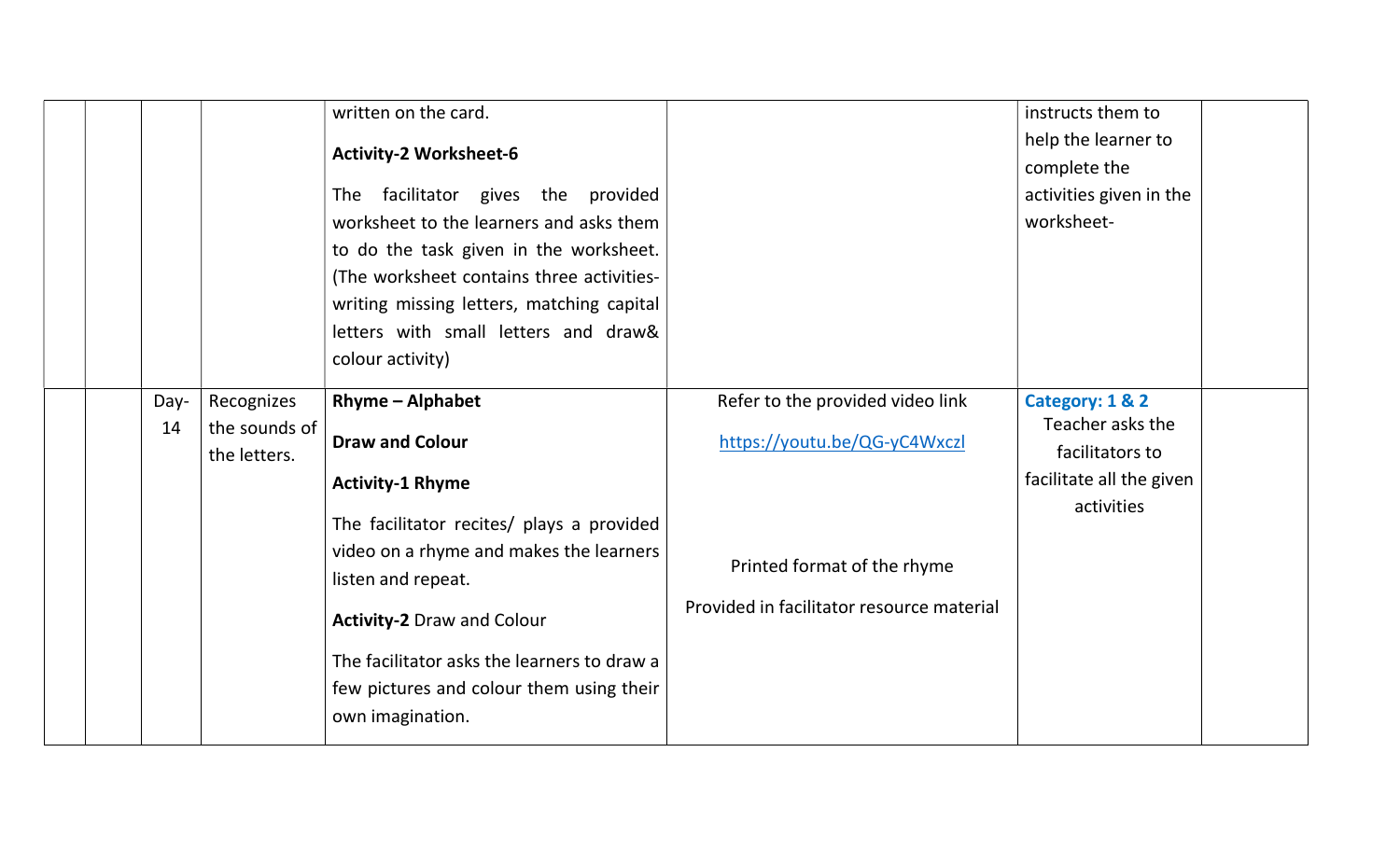|  |  |  |  |  |  |  |  |
|---|---|---|---|---|---|---|---|
|  |  |  |  | written on the card.<br><br>**Activity-2 Worksheet-6**<br><br>The facilitator gives the provided worksheet to the learners and asks them to do the task given in the worksheet. (The worksheet contains three activities- writing missing letters, matching capital letters with small letters and draw& colour activity) |  | instructs them to help the learner to complete the activities given in the worksheet- |  |
|  |  | Day-14 | Recognizes the sounds of the letters. | **Rhyme – Alphabet**<br><br>**Draw and Colour**<br><br>**Activity-1 Rhyme**<br><br>The facilitator recites/ plays a provided video on a rhyme and makes the learners listen and repeat.<br><br>**Activity-2** Draw and Colour<br><br>The facilitator asks the learners to draw a few pictures and colour them using their own imagination. | Refer to the provided video link<br><br>https://youtu.be/QG-yC4Wxczl<br><br>Printed format of the rhyme<br><br>Provided in facilitator resource material | **Category: 1 & 2**<br>Teacher asks the facilitators to facilitate all the given activities |  |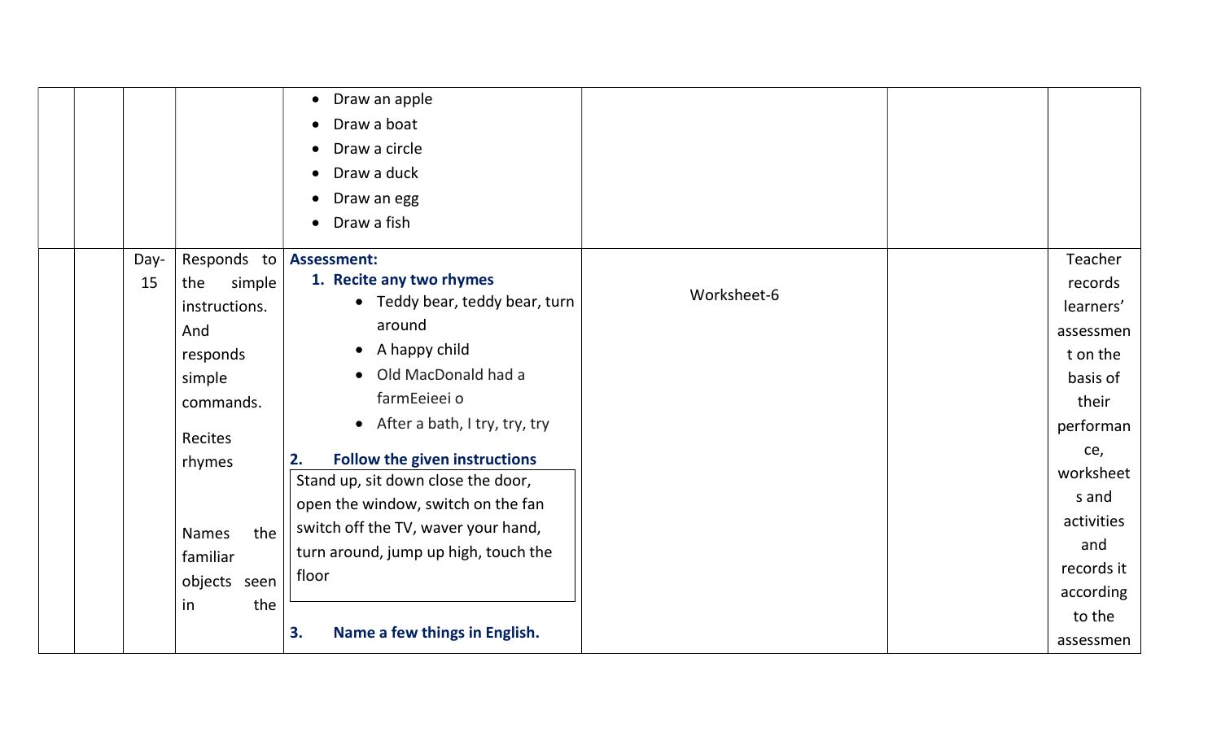| | | | | | | |
|---|---|---|---|---|---|---|
| | | | • Draw an apple<br>• Draw a boat<br>• Draw a circle<br>• Draw a duck<br>• Draw an egg<br>• Draw a fish | | | |
| | Day-15 | Responds to the simple instructions. And responds simple commands.<br><br>Recites rhymes<br><br>Names the familiar objects seen in the | **Assessment:**<br>**1. Recite any two rhymes**<br>• Teddy bear, teddy bear, turn around<br>• A happy child<br>• Old MacDonald had a farmEeieei o<br>• After a bath, I try, try, try<br><br>**2. Follow the given instructions**<br>Stand up, sit down close the door, open the window, switch on the fan switch off the TV, waver your hand, turn around, jump up high, touch the floor<br><br>**3. Name a few things in English.** | Worksheet-6 | | Teacher records learners' assessment on the basis of their performance, worksheets and activities and records it according to the assessmen |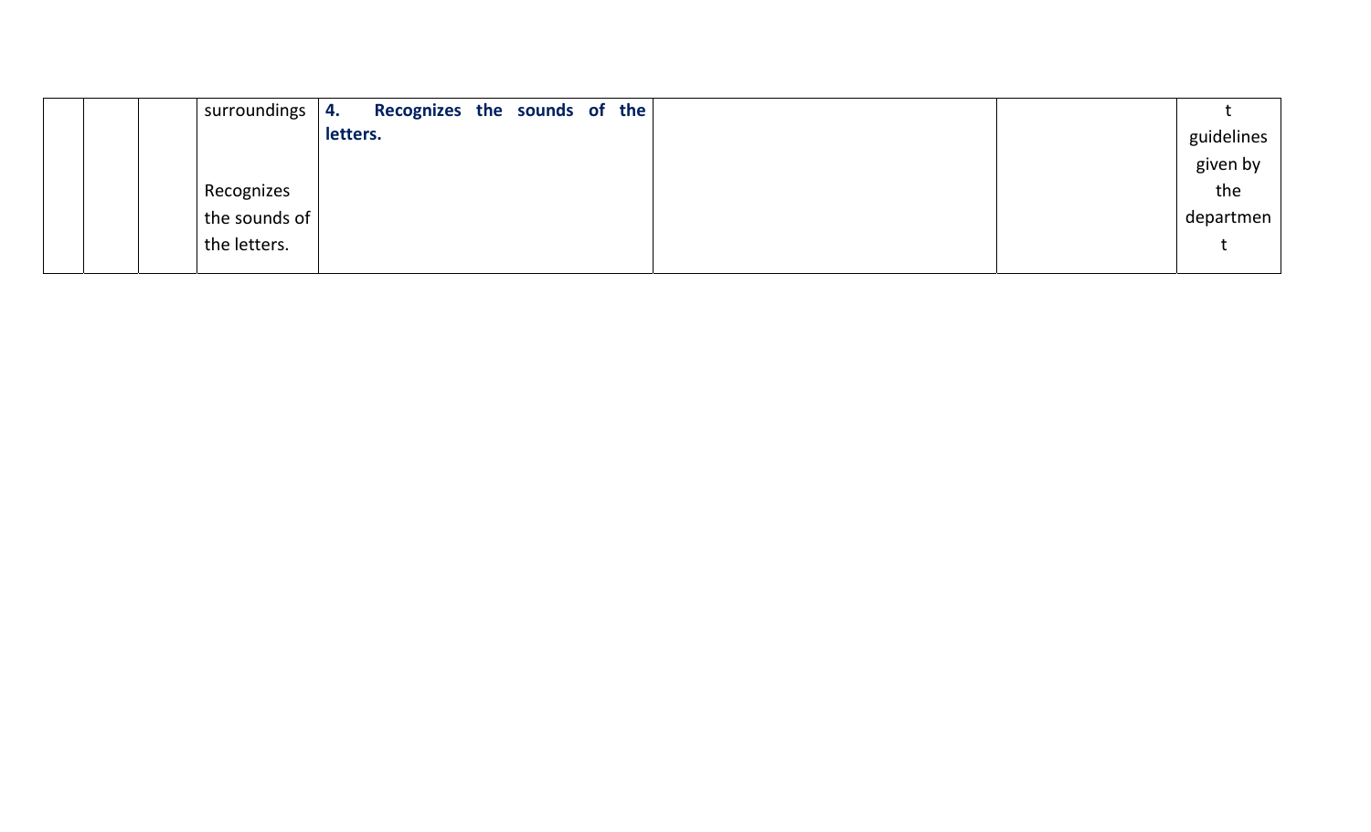| | | | | | | | |
|---|---|---|---|---|---|---|---|
| | | | surroundings<br><br>Recognizes the sounds of the letters. | **4. Recognizes the sounds of the letters.** | | | t guidelines given by the department |